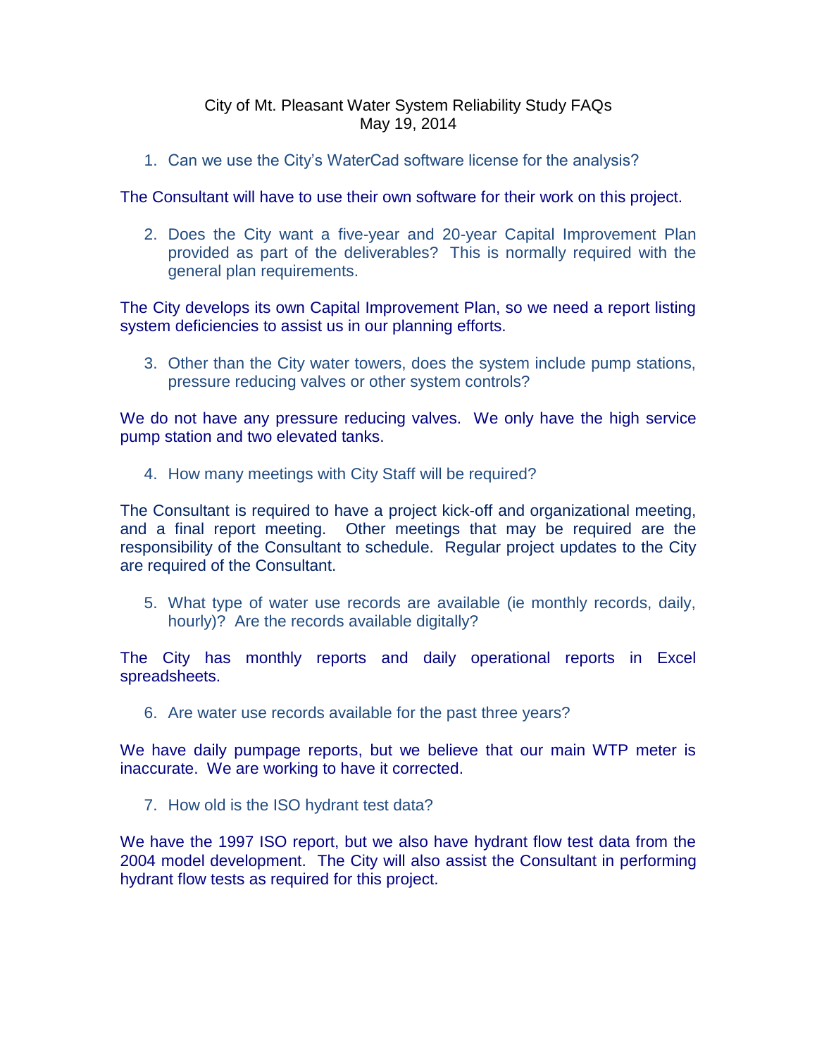City of Mt. Pleasant Water System Reliability Study FAQs
May 19, 2014

1. Can we use the City's WaterCad software license for the analysis?

The Consultant will have to use their own software for their work on this project.

2. Does the City want a five-year and 20-year Capital Improvement Plan provided as part of the deliverables? This is normally required with the general plan requirements.

The City develops its own Capital Improvement Plan, so we need a report listing system deficiencies to assist us in our planning efforts.

3. Other than the City water towers, does the system include pump stations, pressure reducing valves or other system controls?

We do not have any pressure reducing valves. We only have the high service pump station and two elevated tanks.

4. How many meetings with City Staff will be required?

The Consultant is required to have a project kick-off and organizational meeting, and a final report meeting. Other meetings that may be required are the responsibility of the Consultant to schedule. Regular project updates to the City are required of the Consultant.

5. What type of water use records are available (ie monthly records, daily, hourly)? Are the records available digitally?

The City has monthly reports and daily operational reports in Excel spreadsheets.

6. Are water use records available for the past three years?

We have daily pumpage reports, but we believe that our main WTP meter is inaccurate. We are working to have it corrected.

7. How old is the ISO hydrant test data?

We have the 1997 ISO report, but we also have hydrant flow test data from the 2004 model development. The City will also assist the Consultant in performing hydrant flow tests as required for this project.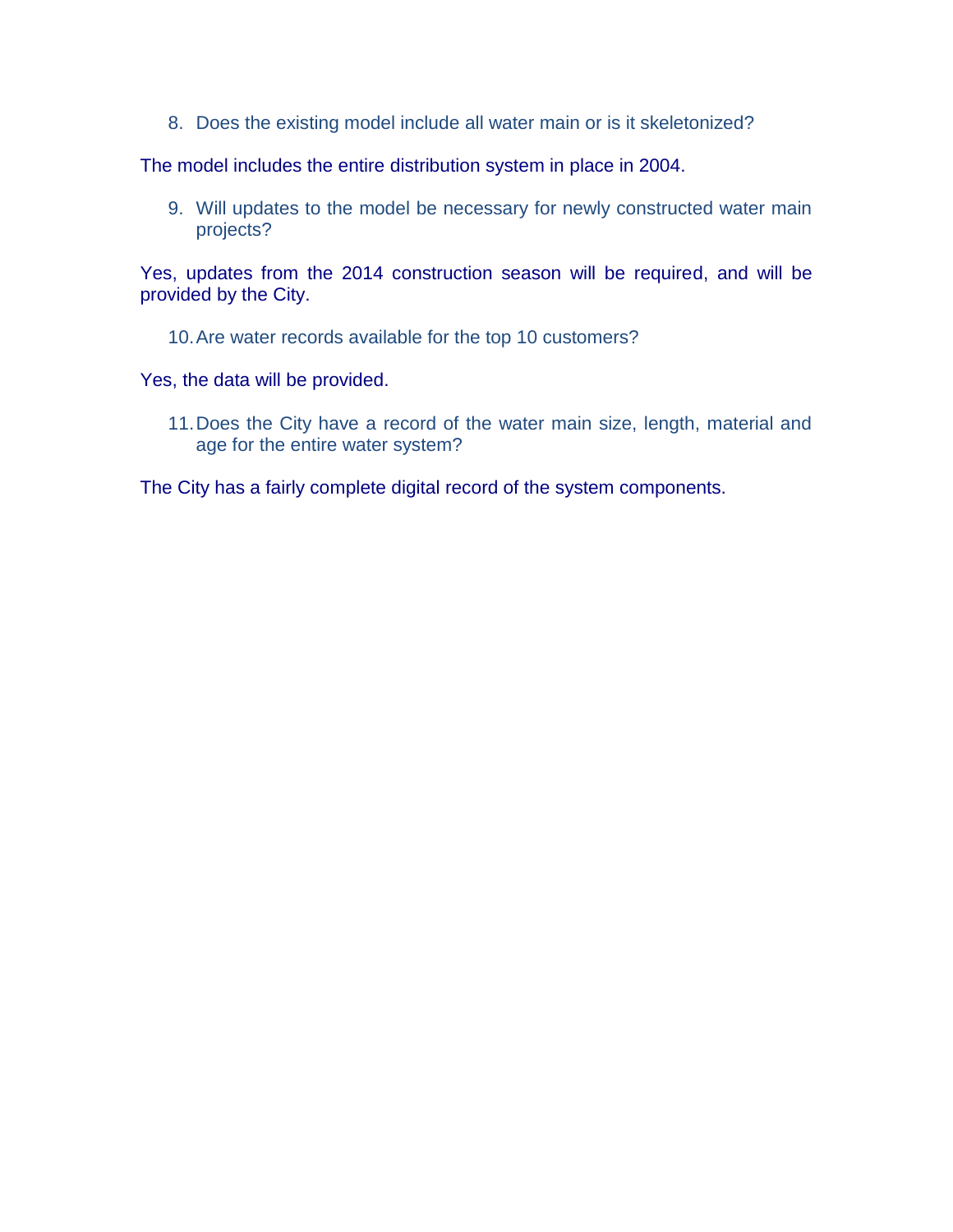8. Does the existing model include all water main or is it skeletonized?

The model includes the entire distribution system in place in 2004.

9. Will updates to the model be necessary for newly constructed water main projects?

Yes, updates from the 2014 construction season will be required, and will be provided by the City.

10. Are water records available for the top 10 customers?

Yes, the data will be provided.

11. Does the City have a record of the water main size, length, material and age for the entire water system?

The City has a fairly complete digital record of the system components.